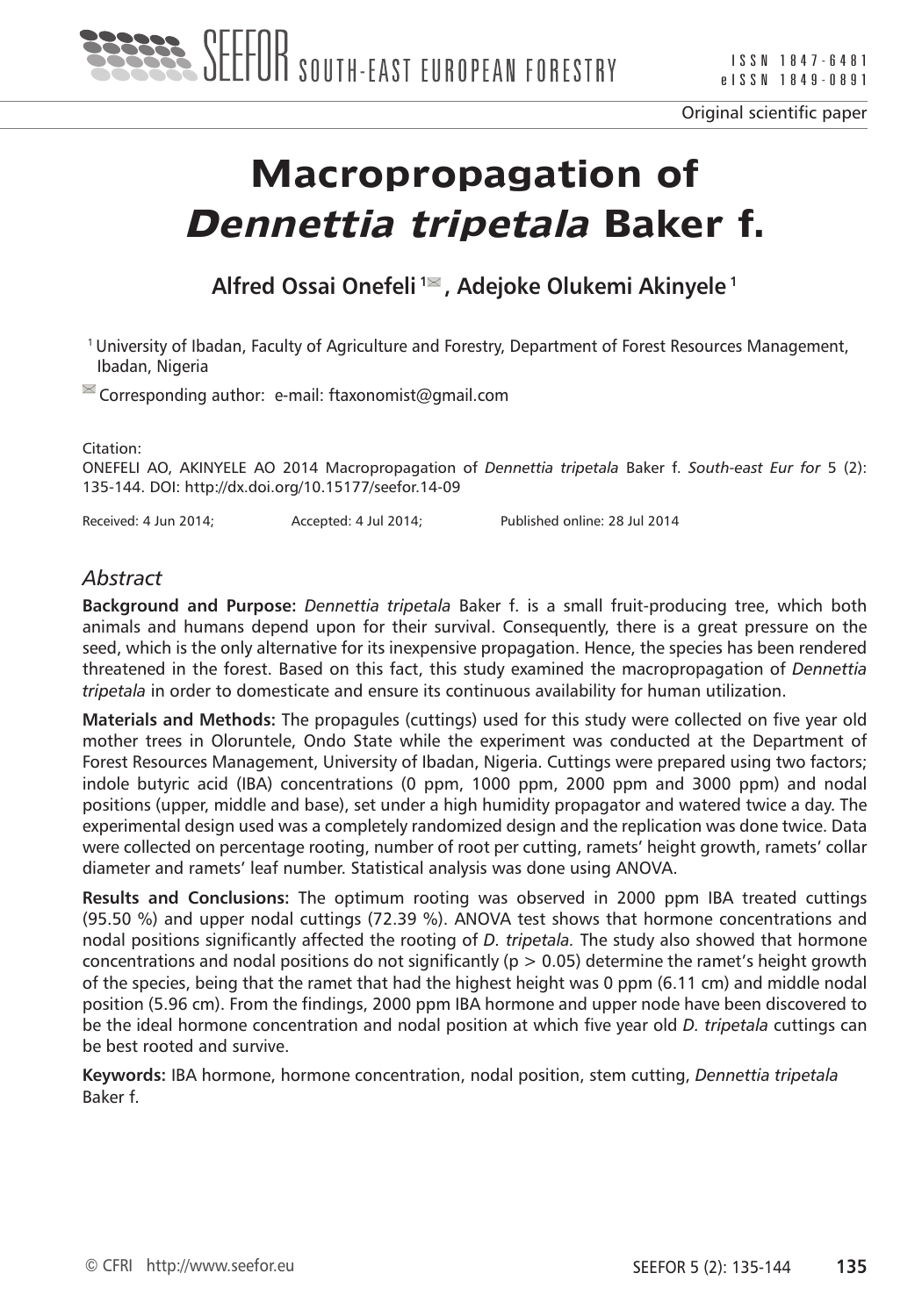Original scientific paper

# Macropropagation of *Dennettia tripetala* Baker f.

**Alfred Ossai Onefeli [1], Adejoke Olukemi Akinyele [1]**

[1] University of Ibadan, Faculty of Agriculture and Forestry, Department of Forest Resources Management, Ibadan, Nigeria

Corresponding author: e-mail: ftaxonomist@gmail.com

Citation:
ONEFELI AO, AKINYELE AO 2014 Macropropagation of *Dennettia tripetala* Baker f. *South-east Eur for* 5 (2): 135-144. DOI: http://dx.doi.org/10.15177/seefor.14-09

Received: 4 Jun 2014; Accepted: 4 Jul 2014; Published online: 28 Jul 2014

## *Abstract*

**Background and Purpose:** *Dennettia tripetala* Baker f. is a small fruit-producing tree, which both animals and humans depend upon for their survival. Consequently, there is a great pressure on the seed, which is the only alternative for its inexpensive propagation. Hence, the species has been rendered threatened in the forest. Based on this fact, this study examined the macropropagation of *Dennettia tripetala* in order to domesticate and ensure its continuous availability for human utilization.

**Materials and Methods:** The propagules (cuttings) used for this study were collected on five year old mother trees in Oloruntele, Ondo State while the experiment was conducted at the Department of Forest Resources Management, University of Ibadan, Nigeria. Cuttings were prepared using two factors; indole butyric acid (IBA) concentrations (0 ppm, 1000 ppm, 2000 ppm and 3000 ppm) and nodal positions (upper, middle and base), set under a high humidity propagator and watered twice a day. The experimental design used was a completely randomized design and the replication was done twice. Data were collected on percentage rooting, number of root per cutting, ramets' height growth, ramets' collar diameter and ramets' leaf number. Statistical analysis was done using ANOVA.

**Results and Conclusions:** The optimum rooting was observed in 2000 ppm IBA treated cuttings (95.50 %) and upper nodal cuttings (72.39 %). ANOVA test shows that hormone concentrations and nodal positions significantly affected the rooting of *D. tripetala.* The study also showed that hormone concentrations and nodal positions do not significantly ($p > 0.05$) determine the ramet's height growth of the species, being that the ramet that had the highest height was 0 ppm (6.11 cm) and middle nodal position (5.96 cm). From the findings, 2000 ppm IBA hormone and upper node have been discovered to be the ideal hormone concentration and nodal position at which five year old *D. tripetala* cuttings can be best rooted and survive.

**Keywords:** IBA hormone, hormone concentration, nodal position, stem cutting, *Dennettia tripetala* Baker f.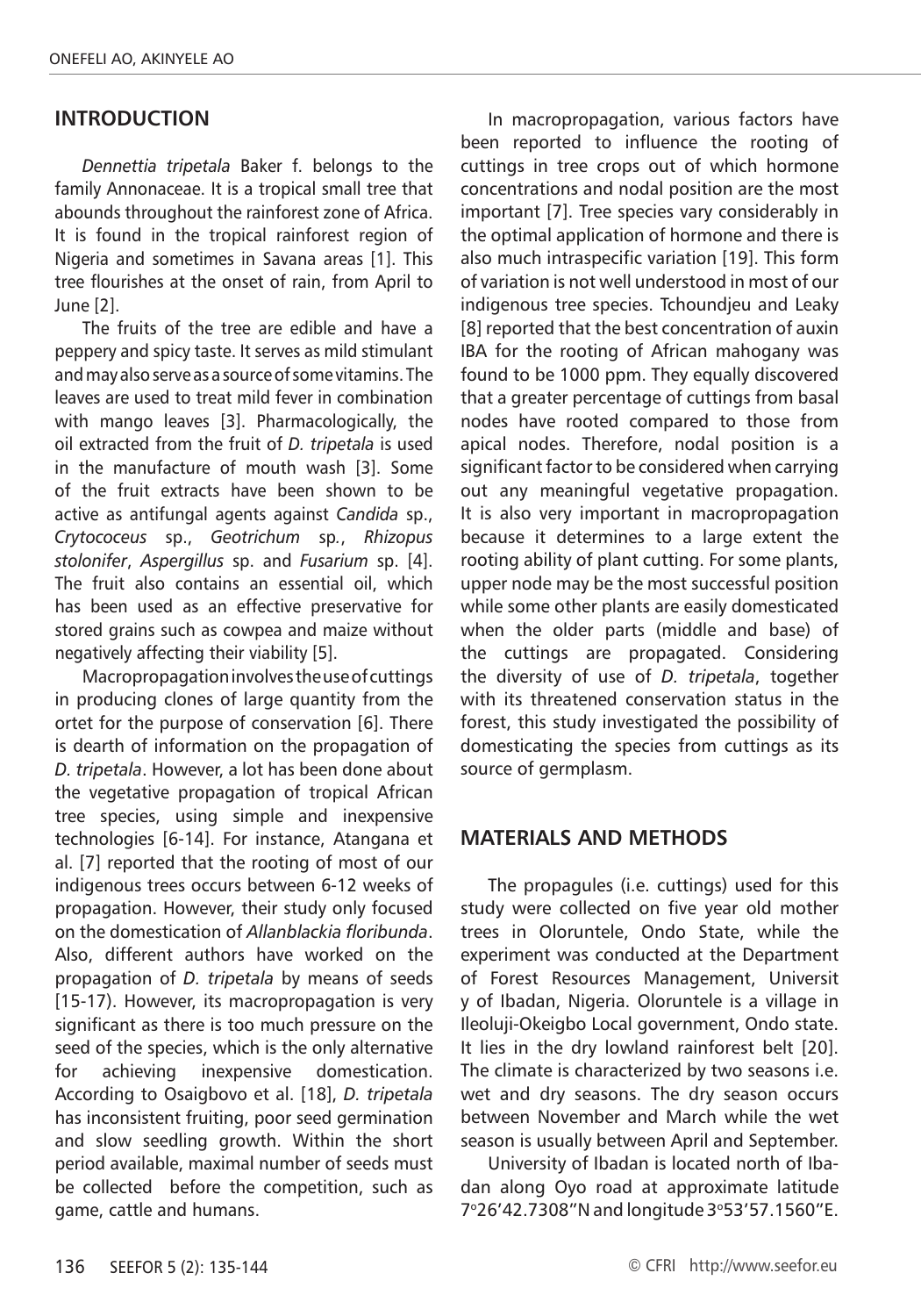## INTRODUCTION

*Dennettia tripetala* Baker f. belongs to the family Annonaceae. It is a tropical small tree that abounds throughout the rainforest zone of Africa. It is found in the tropical rainforest region of Nigeria and sometimes in Savana areas [1]. This tree flourishes at the onset of rain, from April to June [2].

The fruits of the tree are edible and have a peppery and spicy taste. It serves as mild stimulant and may also serve as a source of some vitamins. The leaves are used to treat mild fever in combination with mango leaves [3]. Pharmacologically, the oil extracted from the fruit of *D. tripetala* is used in the manufacture of mouth wash [3]. Some of the fruit extracts have been shown to be active as antifungal agents against *Candida* sp., *Crytococeus* sp., *Geotrichum* sp., *Rhizopus stolonifer*, *Aspergillus* sp. and *Fusarium* sp. [4]. The fruit also contains an essential oil, which has been used as an effective preservative for stored grains such as cowpea and maize without negatively affecting their viability [5].

Macropropagation involves the use of cuttings in producing clones of large quantity from the ortet for the purpose of conservation [6]. There is dearth of information on the propagation of *D. tripetala*. However, a lot has been done about the vegetative propagation of tropical African tree species, using simple and inexpensive technologies [6-14]. For instance, Atangana et al. [7] reported that the rooting of most of our indigenous trees occurs between 6-12 weeks of propagation. However, their study only focused on the domestication of *Allanblackia floribunda*. Also, different authors have worked on the propagation of *D. tripetala* by means of seeds [15-17]. However, its macropropagation is very significant as there is too much pressure on the seed of the species, which is the only alternative for achieving inexpensive domestication. According to Osaigbovo et al. [18], *D. tripetala* has inconsistent fruiting, poor seed germination and slow seedling growth. Within the short period available, maximal number of seeds must be collected before the competition, such as game, cattle and humans.

In macropropagation, various factors have been reported to influence the rooting of cuttings in tree crops out of which hormone concentrations and nodal position are the most important [7]. Tree species vary considerably in the optimal application of hormone and there is also much intraspecific variation [19]. This form of variation is not well understood in most of our indigenous tree species. Tchoundjeu and Leaky [8] reported that the best concentration of auxin IBA for the rooting of African mahogany was found to be 1000 ppm. They equally discovered that a greater percentage of cuttings from basal nodes have rooted compared to those from apical nodes. Therefore, nodal position is a significant factor to be considered when carrying out any meaningful vegetative propagation. It is also very important in macropropagation because it determines to a large extent the rooting ability of plant cutting. For some plants, upper node may be the most successful position while some other plants are easily domesticated when the older parts (middle and base) of the cuttings are propagated. Considering the diversity of use of *D. tripetala*, together with its threatened conservation status in the forest, this study investigated the possibility of domesticating the species from cuttings as its source of germplasm.

## MATERIALS AND METHODS

The propagules (i.e. cuttings) used for this study were collected on five year old mother trees in Oloruntele, Ondo State, while the experiment was conducted at the Department of Forest Resources Management, University of Ibadan, Nigeria. Oloruntele is a village in Ileoluji-Okeigbo Local government, Ondo state. It lies in the dry lowland rainforest belt [20]. The climate is characterized by two seasons i.e. wet and dry seasons. The dry season occurs between November and March while the wet season is usually between April and September.

University of Ibadan is located north of Ibadan along Oyo road at approximate latitude 7°26'42.7308"N and longitude 3°53'57.1560"E.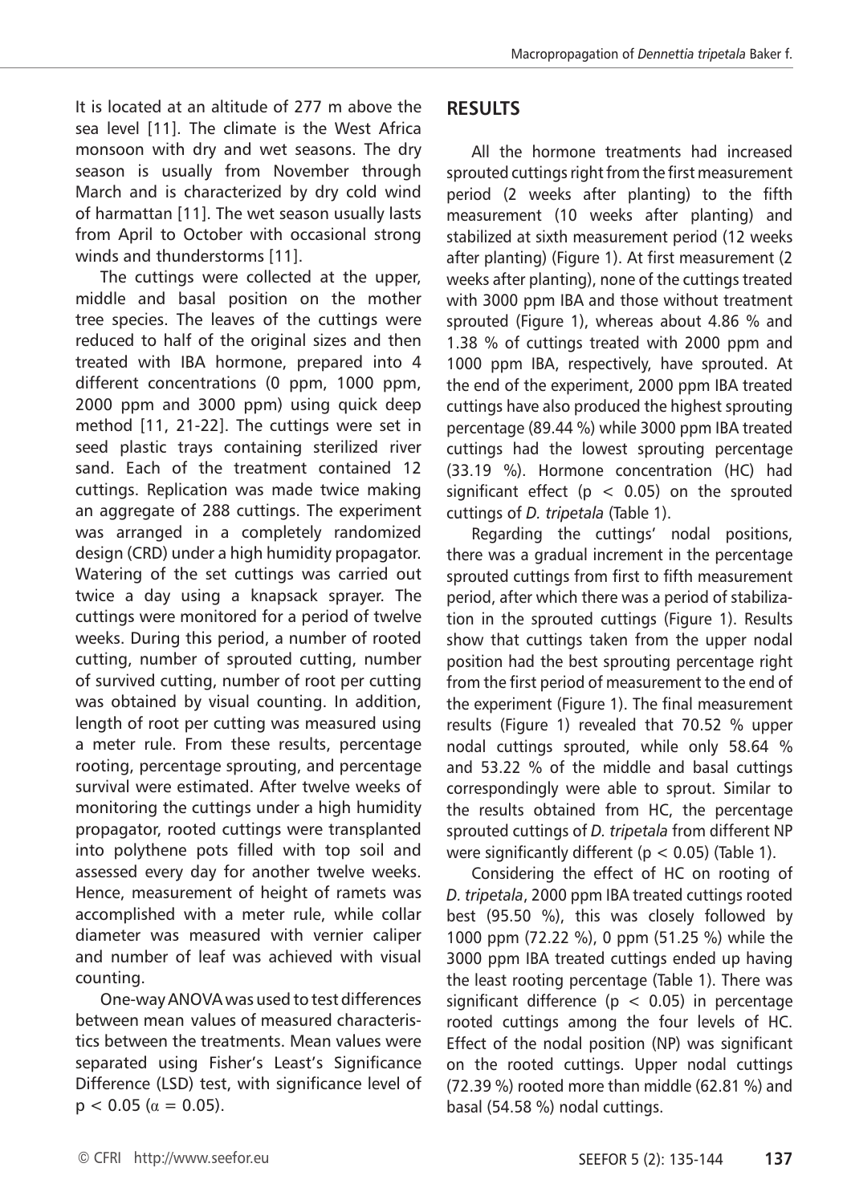It is located at an altitude of 277 m above the sea level [11]. The climate is the West Africa monsoon with dry and wet seasons. The dry season is usually from November through March and is characterized by dry cold wind of harmattan [11]. The wet season usually lasts from April to October with occasional strong winds and thunderstorms [11].

The cuttings were collected at the upper, middle and basal position on the mother tree species. The leaves of the cuttings were reduced to half of the original sizes and then treated with IBA hormone, prepared into 4 different concentrations (0 ppm, 1000 ppm, 2000 ppm and 3000 ppm) using quick deep method [11, 21-22]. The cuttings were set in seed plastic trays containing sterilized river sand. Each of the treatment contained 12 cuttings. Replication was made twice making an aggregate of 288 cuttings. The experiment was arranged in a completely randomized design (CRD) under a high humidity propagator. Watering of the set cuttings was carried out twice a day using a knapsack sprayer. The cuttings were monitored for a period of twelve weeks. During this period, a number of rooted cutting, number of sprouted cutting, number of survived cutting, number of root per cutting was obtained by visual counting. In addition, length of root per cutting was measured using a meter rule. From these results, percentage rooting, percentage sprouting, and percentage survival were estimated. After twelve weeks of monitoring the cuttings under a high humidity propagator, rooted cuttings were transplanted into polythene pots filled with top soil and assessed every day for another twelve weeks. Hence, measurement of height of ramets was accomplished with a meter rule, while collar diameter was measured with vernier caliper and number of leaf was achieved with visual counting.

One-way ANOVA was used to test differences between mean values of measured characteristics between the treatments. Mean values were separated using Fisher's Least's Significance Difference (LSD) test, with significance level of $p < 0.05$ ($\alpha = 0.05$).

## RESULTS

All the hormone treatments had increased sprouted cuttings right from the first measurement period (2 weeks after planting) to the fifth measurement (10 weeks after planting) and stabilized at sixth measurement period (12 weeks after planting) (Figure 1). At first measurement (2 weeks after planting), none of the cuttings treated with 3000 ppm IBA and those without treatment sprouted (Figure 1), whereas about 4.86 % and 1.38 % of cuttings treated with 2000 ppm and 1000 ppm IBA, respectively, have sprouted. At the end of the experiment, 2000 ppm IBA treated cuttings have also produced the highest sprouting percentage (89.44 %) while 3000 ppm IBA treated cuttings had the lowest sprouting percentage (33.19 %). Hormone concentration (HC) had significant effect ($p < 0.05$) on the sprouted cuttings of *D. tripetala* (Table 1).

Regarding the cuttings' nodal positions, there was a gradual increment in the percentage sprouted cuttings from first to fifth measurement period, after which there was a period of stabilization in the sprouted cuttings (Figure 1). Results show that cuttings taken from the upper nodal position had the best sprouting percentage right from the first period of measurement to the end of the experiment (Figure 1). The final measurement results (Figure 1) revealed that 70.52 % upper nodal cuttings sprouted, while only 58.64 % and 53.22 % of the middle and basal cuttings correspondingly were able to sprout. Similar to the results obtained from HC, the percentage sprouted cuttings of *D. tripetala* from different NP were significantly different ($p < 0.05$) (Table 1).

Considering the effect of HC on rooting of *D. tripetala*, 2000 ppm IBA treated cuttings rooted best (95.50 %), this was closely followed by 1000 ppm (72.22 %), 0 ppm (51.25 %) while the 3000 ppm IBA treated cuttings ended up having the least rooting percentage (Table 1). There was significant difference ($p < 0.05$) in percentage rooted cuttings among the four levels of HC. Effect of the nodal position (NP) was significant on the rooted cuttings. Upper nodal cuttings (72.39 %) rooted more than middle (62.81 %) and basal (54.58 %) nodal cuttings.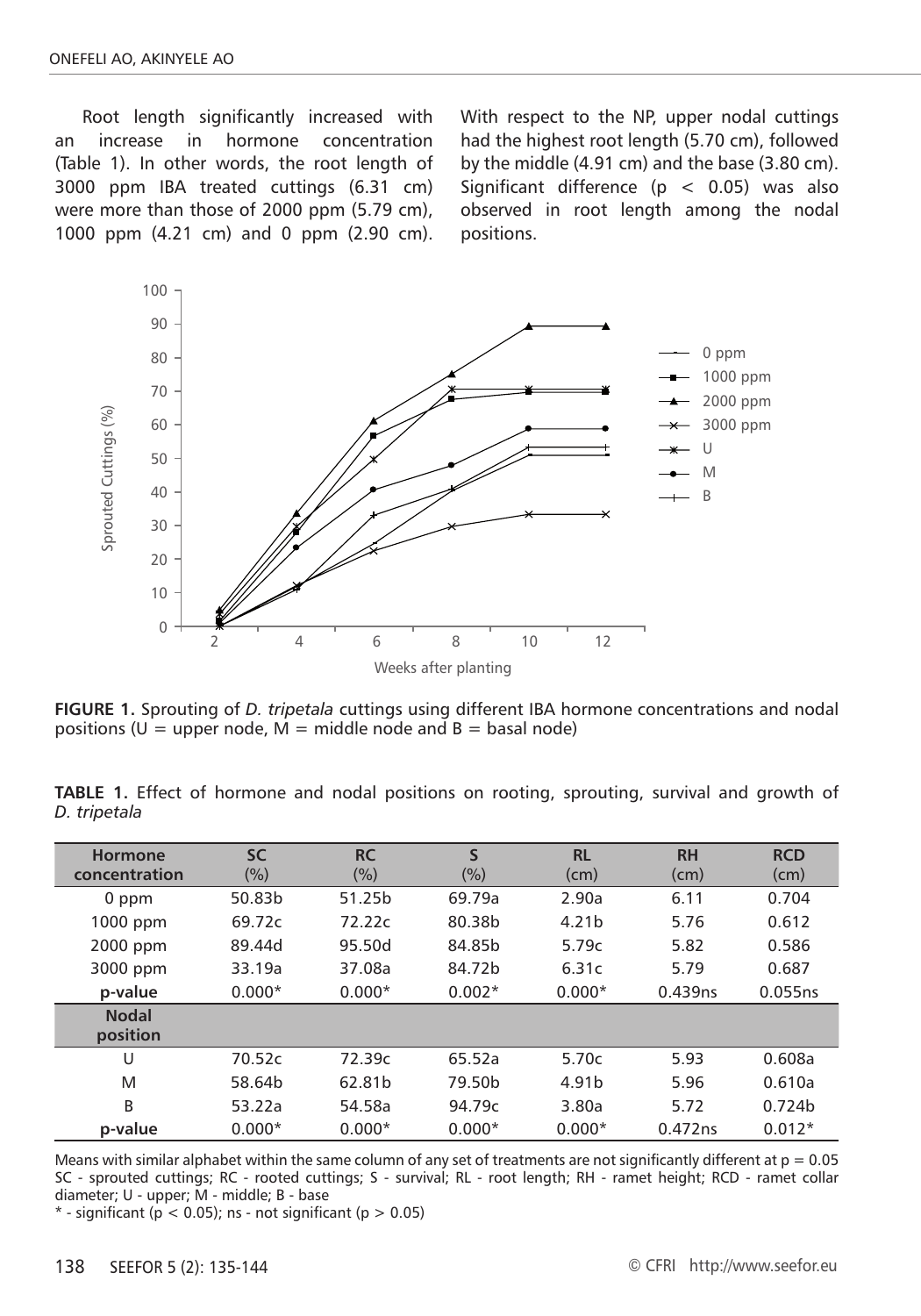Root length significantly increased with an increase in hormone concentration (Table 1). In other words, the root length of 3000 ppm IBA treated cuttings (6.31 cm) were more than those of 2000 ppm (5.79 cm), 1000 ppm (4.21 cm) and 0 ppm (2.90 cm). With respect to the NP, upper nodal cuttings had the highest root length (5.70 cm), followed by the middle (4.91 cm) and the base (3.80 cm). Significant difference ($p < 0.05$) was also observed in root length among the nodal positions.

**FIGURE 1.** Sprouting of *D. tripetala* cuttings using different IBA hormone concentrations and nodal positions (U = upper node, M = middle node and B = basal node)

**TABLE 1.** Effect of hormone and nodal positions on rooting, sprouting, survival and growth of *D. tripetala*

| Hormone concentration | SC (%) | RC (%) | S (%) | RL (cm) | RH (cm) | RCD (cm) |
|---|---|---|---|---|---|---|
| 0 ppm | 50.83b | 51.25b | 69.79a | 2.90a | 6.11 | 0.704 |
| 1000 ppm | 69.72c | 72.22c | 80.38b | 4.21b | 5.76 | 0.612 |
| 2000 ppm | 89.44d | 95.50d | 84.85b | 5.79c | 5.82 | 0.586 |
| 3000 ppm | 33.19a | 37.08a | 84.72b | 6.31c | 5.79 | 0.687 |
| **p-value** | 0.000* | 0.000* | 0.002* | 0.000* | 0.439ns | 0.055ns |
| **Nodal position** | | | | | | |
| U | 70.52c | 72.39c | 65.52a | 5.70c | 5.93 | 0.608a |
| M | 58.64b | 62.81b | 79.50b | 4.91b | 5.96 | 0.610a |
| B | 53.22a | 54.58a | 94.79c | 3.80a | 5.72 | 0.724b |
| **p-value** | 0.000* | 0.000* | 0.000* | 0.000* | 0.472ns | 0.012* |

Means with similar alphabet within the same column of any set of treatments are not significantly different at $p = 0.05$
SC - sprouted cuttings; RC - rooted cuttings; S - survival; RL - root length; RH - ramet height; RCD - ramet collar diameter; U - upper; M - middle; B - base
\* - significant ($p < 0.05$); ns - not significant ($p > 0.05$)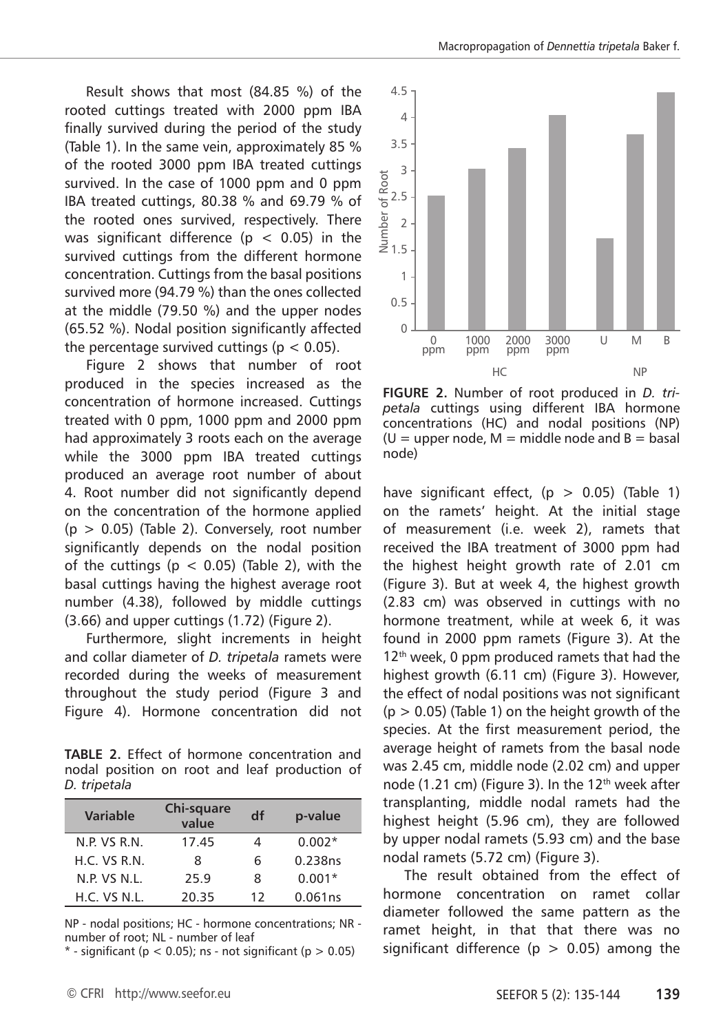Result shows that most (84.85 %) of the rooted cuttings treated with 2000 ppm IBA finally survived during the period of the study (Table 1). In the same vein, approximately 85 % of the rooted 3000 ppm IBA treated cuttings survived. In the case of 1000 ppm and 0 ppm IBA treated cuttings, 80.38 % and 69.79 % of the rooted ones survived, respectively. There was significant difference ($p < 0.05$) in the survived cuttings from the different hormone concentration. Cuttings from the basal positions survived more (94.79 %) than the ones collected at the middle (79.50 %) and the upper nodes (65.52 %). Nodal position significantly affected the percentage survived cuttings ($p < 0.05$).

Figure 2 shows that number of root produced in the species increased as the concentration of hormone increased. Cuttings treated with 0 ppm, 1000 ppm and 2000 ppm had approximately 3 roots each on the average while the 3000 ppm IBA treated cuttings produced an average root number of about 4. Root number did not significantly depend on the concentration of the hormone applied ($p > 0.05$) (Table 2). Conversely, root number significantly depends on the nodal position of the cuttings ($p < 0.05$) (Table 2), with the basal cuttings having the highest average root number (4.38), followed by middle cuttings (3.66) and upper cuttings (1.72) (Figure 2).

Furthermore, slight increments in height and collar diameter of *D. tripetala* ramets were recorded during the weeks of measurement throughout the study period (Figure 3 and Figure 4). Hormone concentration did not have significant effect, ($p > 0.05$) (Table 1) on the ramets' height. At the initial stage of measurement (i.e. week 2), ramets that received the IBA treatment of 3000 ppm had the highest height growth rate of 2.01 cm (Figure 3). But at week 4, the highest growth (2.83 cm) was observed in cuttings with no hormone treatment, while at week 6, it was found in 2000 ppm ramets (Figure 3). At the 12th week, 0 ppm produced ramets that had the highest growth (6.11 cm) (Figure 3). However, the effect of nodal positions was not significant ($p > 0.05$) (Table 1) on the height growth of the species. At the first measurement period, the average height of ramets from the basal node was 2.45 cm, middle node (2.02 cm) and upper node (1.21 cm) (Figure 3). In the 12th week after transplanting, middle nodal ramets had the highest height (5.96 cm), they are followed by upper nodal ramets (5.93 cm) and the base nodal ramets (5.72 cm) (Figure 3).

The result obtained from the effect of hormone concentration on ramet collar diameter followed the same pattern as the ramet height, in that that there was no significant difference ($p > 0.05$) among the

**TABLE 2.** Effect of hormone concentration and nodal position on root and leaf production of *D. tripetala*

| Variable | Chi-square value | df | p-value |
|---|---|---|---|
| N.P. VS R.N. | 17.45 | 4 | 0.002* |
| H.C. VS R.N. | 8 | 6 | 0.238ns |
| N.P. VS N.L. | 25.9 | 8 | 0.001* |
| H.C. VS N.L. | 20.35 | 12 | 0.061ns |

NP - nodal positions; HC - hormone concentrations; NR - number of root; NL - number of leaf
\* - significant ($p < 0.05$); ns - not significant ($p > 0.05$)

**FIGURE 2.** Number of root produced in *D. tripetala* cuttings using different IBA hormone concentrations (HC) and nodal positions (NP) (U = upper node, M = middle node and B = basal node)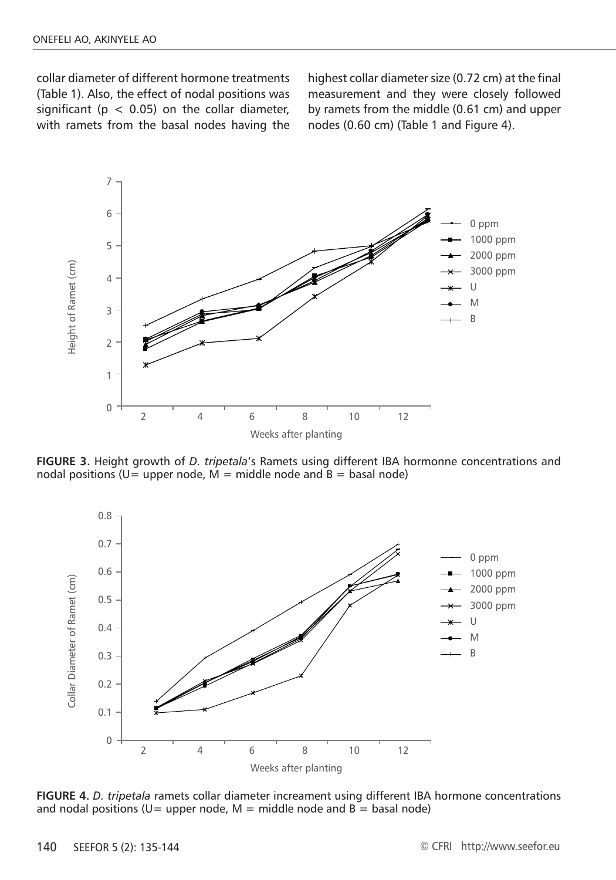collar diameter of different hormone treatments (Table 1). Also, the effect of nodal positions was significant ($p < 0.05$) on the collar diameter, with ramets from the basal nodes having the highest collar diameter size (0.72 cm) at the final measurement and they were closely followed by ramets from the middle (0.61 cm) and upper nodes (0.60 cm) (Table 1 and Figure 4).

**FIGURE 3.** Height growth of *D. tripetala*'s Ramets using different IBA hormonne concentrations and nodal positions (U= upper node, M = middle node and B = basal node)

**FIGURE 4.** *D. tripetala* ramets collar diameter increament using different IBA hormone concentrations and nodal positions (U= upper node, M = middle node and B = basal node)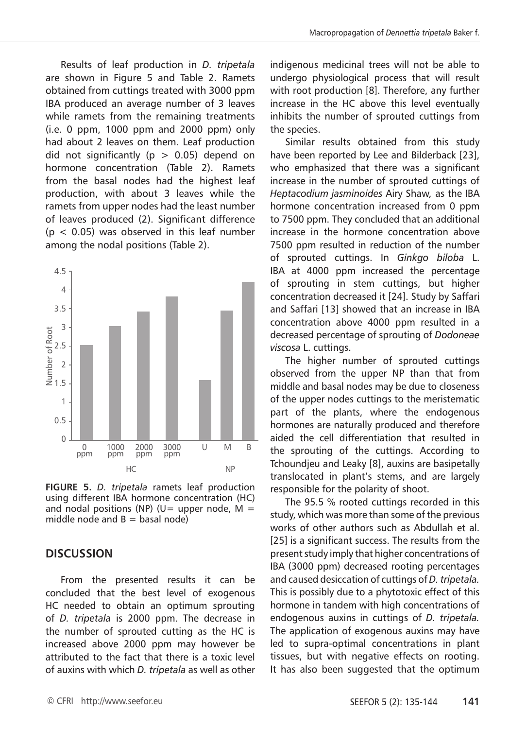Results of leaf production in *D. tripetala* are shown in Figure 5 and Table 2. Ramets obtained from cuttings treated with 3000 ppm IBA produced an average number of 3 leaves while ramets from the remaining treatments (i.e. 0 ppm, 1000 ppm and 2000 ppm) only had about 2 leaves on them. Leaf production did not significantly ($p > 0.05$) depend on hormone concentration (Table 2). Ramets from the basal nodes had the highest leaf production, with about 3 leaves while the ramets from upper nodes had the least number of leaves produced (2). Significant difference ($p < 0.05$) was observed in this leaf number among the nodal positions (Table 2).

**FIGURE 5.** *D. tripetala* ramets leaf production using different IBA hormone concentration (HC) and nodal positions (NP) (U= upper node, M = middle node and B = basal node)

## DISCUSSION

From the presented results it can be concluded that the best level of exogenous HC needed to obtain an optimum sprouting of *D. tripetala* is 2000 ppm. The decrease in the number of sprouted cutting as the HC is increased above 2000 ppm may however be attributed to the fact that there is a toxic level of auxins with which *D. tripetala* as well as other indigenous medicinal trees will not be able to undergo physiological process that will result with root production [8]. Therefore, any further increase in the HC above this level eventually inhibits the number of sprouted cuttings from the species.

Similar results obtained from this study have been reported by Lee and Bilderback [23], who emphasized that there was a significant increase in the number of sprouted cuttings of *Heptacodium jasminoides* Airy Shaw, as the IBA hormone concentration increased from 0 ppm to 7500 ppm. They concluded that an additional increase in the hormone concentration above 7500 ppm resulted in reduction of the number of sprouted cuttings. In *Ginkgo biloba* L. IBA at 4000 ppm increased the percentage of sprouting in stem cuttings, but higher concentration decreased it [24]. Study by Saffari and Saffari [13] showed that an increase in IBA concentration above 4000 ppm resulted in a decreased percentage of sprouting of *Dodoneae viscosa* L. cuttings.

The higher number of sprouted cuttings observed from the upper NP than that from middle and basal nodes may be due to closeness of the upper nodes cuttings to the meristematic part of the plants, where the endogenous hormones are naturally produced and therefore aided the cell differentiation that resulted in the sprouting of the cuttings. According to Tchoundjeu and Leaky [8], auxins are basipetally translocated in plant's stems, and are largely responsible for the polarity of shoot.

The 95.5 % rooted cuttings recorded in this study, which was more than some of the previous works of other authors such as Abdullah et al. [25] is a significant success. The results from the present study imply that higher concentrations of IBA (3000 ppm) decreased rooting percentages and caused desiccation of cuttings of *D. tripetala.* This is possibly due to a phytotoxic effect of this hormone in tandem with high concentrations of endogenous auxins in cuttings of *D. tripetala.* The application of exogenous auxins may have led to supra-optimal concentrations in plant tissues, but with negative effects on rooting. It has also been suggested that the optimum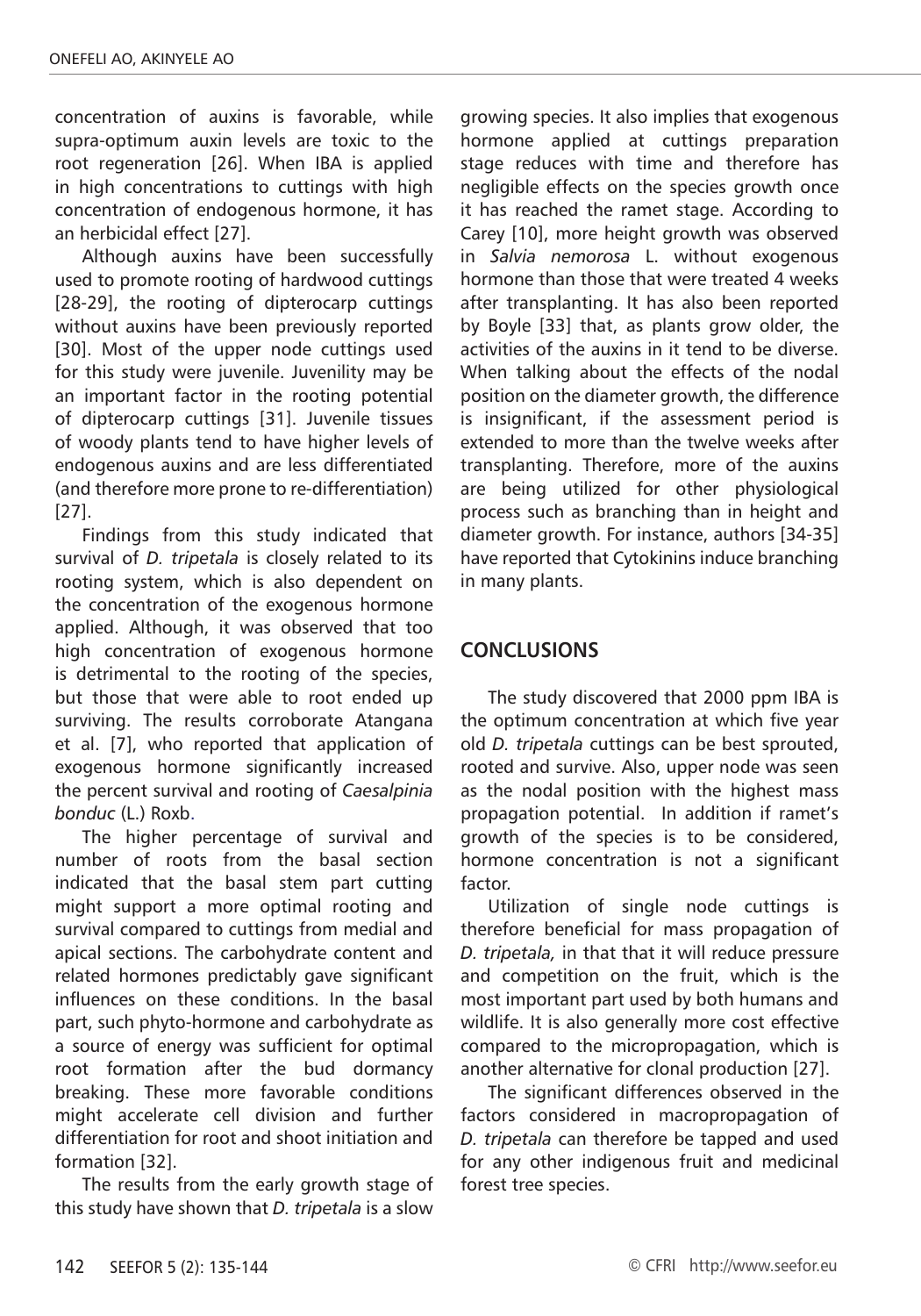concentration of auxins is favorable, while supra-optimum auxin levels are toxic to the root regeneration [26]. When IBA is applied in high concentrations to cuttings with high concentration of endogenous hormone, it has an herbicidal effect [27].

Although auxins have been successfully used to promote rooting of hardwood cuttings [28-29], the rooting of dipterocarp cuttings without auxins have been previously reported [30]. Most of the upper node cuttings used for this study were juvenile. Juvenility may be an important factor in the rooting potential of dipterocarp cuttings [31]. Juvenile tissues of woody plants tend to have higher levels of endogenous auxins and are less differentiated (and therefore more prone to re-differentiation) [27].

Findings from this study indicated that survival of *D. tripetala* is closely related to its rooting system, which is also dependent on the concentration of the exogenous hormone applied. Although, it was observed that too high concentration of exogenous hormone is detrimental to the rooting of the species, but those that were able to root ended up surviving. The results corroborate Atangana et al. [7], who reported that application of exogenous hormone significantly increased the percent survival and rooting of *Caesalpinia bonduc* (L.) Roxb.

The higher percentage of survival and number of roots from the basal section indicated that the basal stem part cutting might support a more optimal rooting and survival compared to cuttings from medial and apical sections. The carbohydrate content and related hormones predictably gave significant influences on these conditions. In the basal part, such phyto-hormone and carbohydrate as a source of energy was sufficient for optimal root formation after the bud dormancy breaking. These more favorable conditions might accelerate cell division and further differentiation for root and shoot initiation and formation [32].

The results from the early growth stage of this study have shown that *D. tripetala* is a slow growing species. It also implies that exogenous hormone applied at cuttings preparation stage reduces with time and therefore has negligible effects on the species growth once it has reached the ramet stage. According to Carey [10], more height growth was observed in *Salvia nemorosa* L. without exogenous hormone than those that were treated 4 weeks after transplanting. It has also been reported by Boyle [33] that, as plants grow older, the activities of the auxins in it tend to be diverse. When talking about the effects of the nodal position on the diameter growth, the difference is insignificant, if the assessment period is extended to more than the twelve weeks after transplanting. Therefore, more of the auxins are being utilized for other physiological process such as branching than in height and diameter growth. For instance, authors [34-35] have reported that Cytokinins induce branching in many plants.

## CONCLUSIONS

The study discovered that 2000 ppm IBA is the optimum concentration at which five year old *D. tripetala* cuttings can be best sprouted, rooted and survive. Also, upper node was seen as the nodal position with the highest mass propagation potential. In addition if ramet's growth of the species is to be considered, hormone concentration is not a significant factor.

Utilization of single node cuttings is therefore beneficial for mass propagation of *D. tripetala,* in that that it will reduce pressure and competition on the fruit, which is the most important part used by both humans and wildlife. It is also generally more cost effective compared to the micropropagation, which is another alternative for clonal production [27].

The significant differences observed in the factors considered in macropropagation of *D. tripetala* can therefore be tapped and used for any other indigenous fruit and medicinal forest tree species.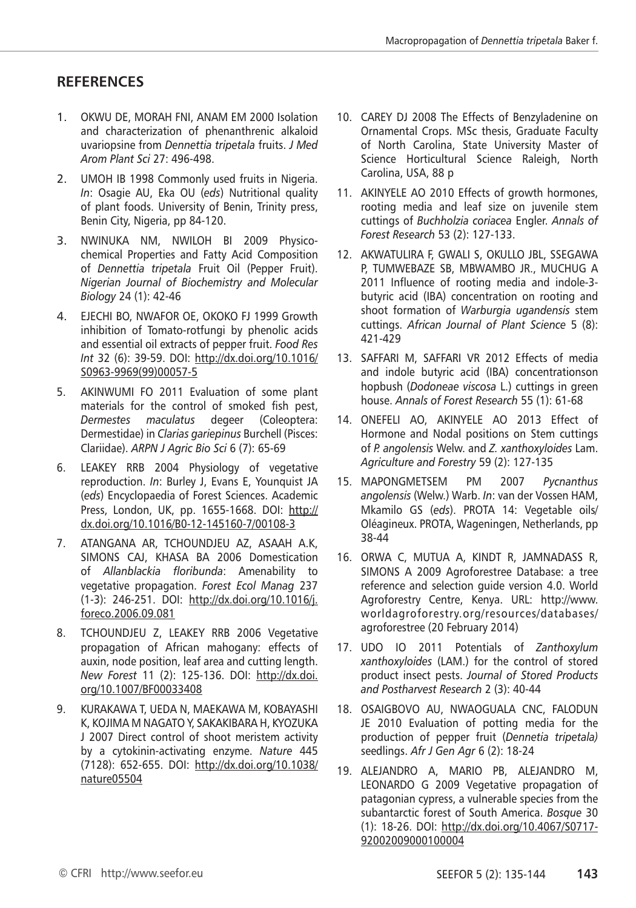## REFERENCES

1. OKWU DE, MORAH FNI, ANAM EM 2000 Isolation and characterization of phenanthrenic alkaloid uvariopsine from *Dennettia tripetala* fruits. *J Med Arom Plant Sci* 27: 496-498.
2. UMOH IB 1998 Commonly used fruits in Nigeria. *In*: Osagie AU, Eka OU (*eds*) Nutritional quality of plant foods. University of Benin, Trinity press, Benin City, Nigeria, pp 84-120.
3. NWINUKA NM, NWILOH BI 2009 Physicochemical Properties and Fatty Acid Composition of *Dennettia tripetala* Fruit Oil (Pepper Fruit). *Nigerian Journal of Biochemistry and Molecular Biology* 24 (1): 42-46
4. EJECHI BO, NWAFOR OE, OKOKO FJ 1999 Growth inhibition of Tomato-rotfungi by phenolic acids and essential oil extracts of pepper fruit. *Food Res Int* 32 (6): 39-59. DOI: http://dx.doi.org/10.1016/S0963-9969(99)00057-5
5. AKINWUMI FO 2011 Evaluation of some plant materials for the control of smoked fish pest, *Dermestes maculatus* degeer (Coleoptera: Dermestidae) in *Clarias gariepinus* Burchell (Pisces: Clariidae). *ARPN J Agric Bio Sci* 6 (7): 65-69
6. LEAKEY RRB 2004 Physiology of vegetative reproduction. *In*: Burley J, Evans E, Younquist JA (*eds*) Encyclopaedia of Forest Sciences. Academic Press, London, UK, pp. 1655-1668. DOI: http://dx.doi.org/10.1016/B0-12-145160-7/00108-3
7. ATANGANA AR, TCHOUNDJEU AZ, ASAAH A.K, SIMONS CAJ, KHASA BA 2006 Domestication of *Allanblackia floribunda*: Amenability to vegetative propagation. *Forest Ecol Manag* 237 (1-3): 246-251. DOI: http://dx.doi.org/10.1016/j.foreco.2006.09.081
8. TCHOUNDJEU Z, LEAKEY RRB 2006 Vegetative propagation of African mahogany: effects of auxin, node position, leaf area and cutting length. *New Forest* 11 (2): 125-136. DOI: http://dx.doi.org/10.1007/BF00033408
9. KURAKAWA T, UEDA N, MAEKAWA M, KOBAYASHI K, KOJIMA M NAGATO Y, SAKAKIBARA H, KYOZUKA J 2007 Direct control of shoot meristem activity by a cytokinin-activating enzyme. *Nature* 445 (7128): 652-655. DOI: http://dx.doi.org/10.1038/nature05504
10. CAREY DJ 2008 The Effects of Benzyladenine on Ornamental Crops. MSc thesis, Graduate Faculty of North Carolina, State University Master of Science Horticultural Science Raleigh, North Carolina, USA, 88 p
11. AKINYELE AO 2010 Effects of growth hormones, rooting media and leaf size on juvenile stem cuttings of *Buchholzia coriacea* Engler. *Annals of Forest Research* 53 (2): 127-133.
12. AKWATULIRA F, GWALI S, OKULLO JBL, SSEGAWA P, TUMWEBAZE SB, MBWAMBO JR., MUCHUG A 2011 Influence of rooting media and indole-3-butyric acid (IBA) concentration on rooting and shoot formation of *Warburgia ugandensis* stem cuttings. *African Journal of Plant Science* 5 (8): 421-429
13. SAFFARI M, SAFFARI VR 2012 Effects of media and indole butyric acid (IBA) concentrationson hopbush (*Dodoneae viscosa* L.) cuttings in green house. *Annals of Forest Research* 55 (1): 61-68
14. ONEFELI AO, AKINYELE AO 2013 Effect of Hormone and Nodal positions on Stem cuttings of *P. angolensis* Welw. and *Z. xanthoxyloides* Lam. *Agriculture and Forestry* 59 (2): 127-135
15. MAPONGMETSEM PM 2007 *Pycnanthus angolensis* (Welw.) Warb. *In*: van der Vossen HAM, Mkamilo GS (*eds*). PROTA 14: Vegetable oils/Oléagineux. PROTA, Wageningen, Netherlands, pp 38-44
16. ORWA C, MUTUA A, KINDT R, JAMNADASS R, SIMONS A 2009 Agroforestree Database: a tree reference and selection guide version 4.0. World Agroforestry Centre, Kenya. URL: http://www.worldagroforestry.org/resources/databases/agroforestree (20 February 2014)
17. UDO IO 2011 Potentials of *Zanthoxylum xanthoxyloides* (LAM.) for the control of stored product insect pests. *Journal of Stored Products and Postharvest Research* 2 (3): 40-44
18. OSAIGBOVO AU, NWAOGUALA CNC, FALODUN JE 2010 Evaluation of potting media for the production of pepper fruit (*Dennetia tripetala)* seedlings. *Afr J Gen Agr* 6 (2): 18-24
19. ALEJANDRO A, MARIO PB, ALEJANDRO M, LEONARDO G 2009 Vegetative propagation of patagonian cypress, a vulnerable species from the subantarctic forest of South America. *Bosque* 30 (1): 18-26. DOI: http://dx.doi.org/10.4067/S0717-92002009000100004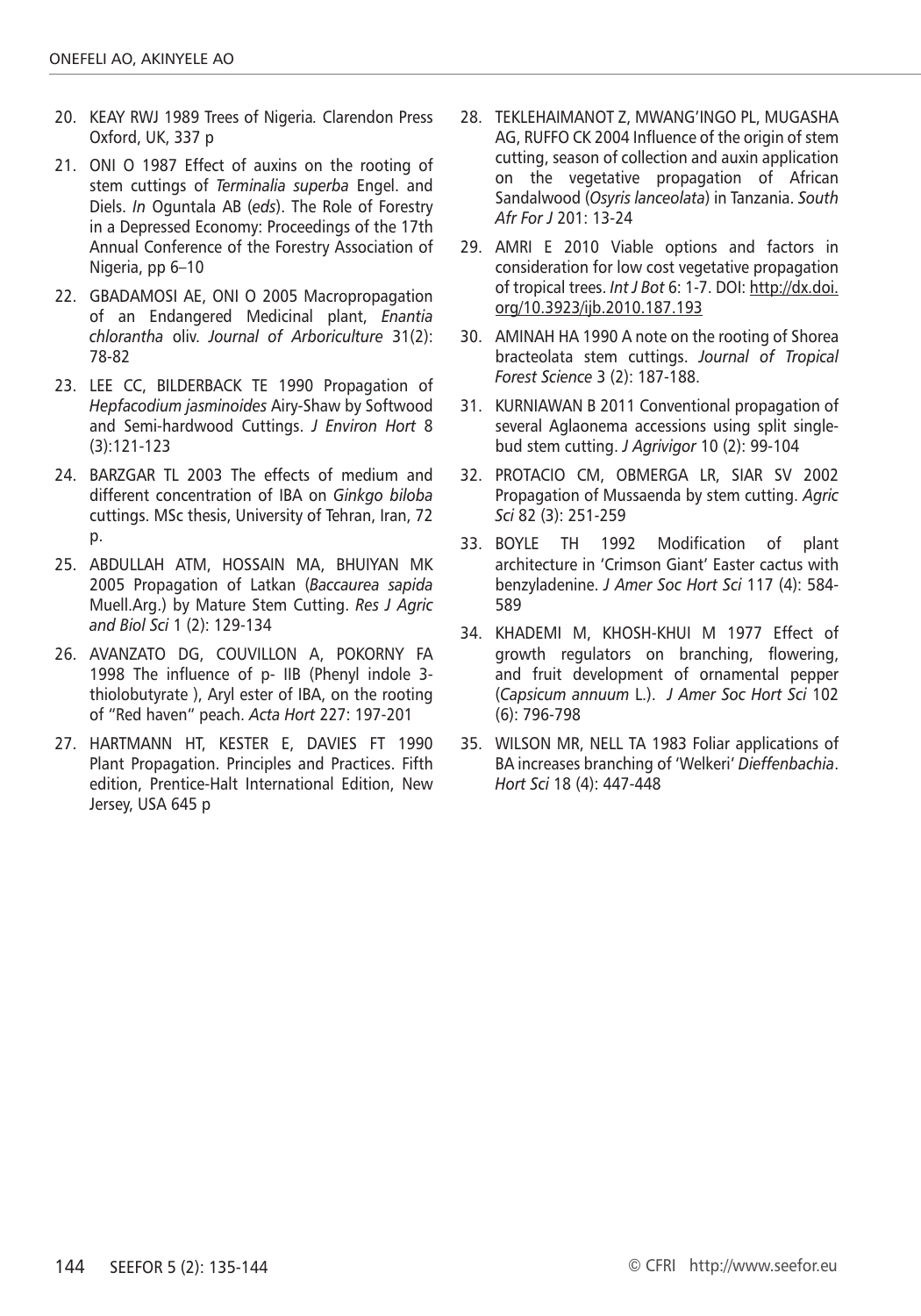20. KEAY RWJ 1989 Trees of Nigeria*.* Clarendon Press Oxford, UK, 337 p

21. ONI O 1987 Effect of auxins on the rooting of stem cuttings of *Terminalia superba* Engel. and Diels. *In* Oguntala AB (*eds*). The Role of Forestry in a Depressed Economy: Proceedings of the 17th Annual Conference of the Forestry Association of Nigeria, pp 6–10

22. GBADAMOSI AE, ONI O 2005 Macropropagation of an Endangered Medicinal plant, *Enantia chlorantha* oliv. *Journal of Arboriculture* 31(2): 78-82

23. LEE CC, BILDERBACK TE 1990 Propagation of *Hepfacodium jasminoides* Airy-Shaw by Softwood and Semi-hardwood Cuttings. *J Environ Hort* 8 (3):121-123

24. BARZGAR TL 2003 The effects of medium and different concentration of IBA on *Ginkgo biloba* cuttings. MSc thesis, University of Tehran, Iran, 72 p.

25. ABDULLAH ATM, HOSSAIN MA, BHUIYAN MK 2005 Propagation of Latkan (*Baccaurea sapida* Muell.Arg.) by Mature Stem Cutting. *Res J Agric and Biol Sci* 1 (2): 129-134

26. AVANZATO DG, COUVILLON A, POKORNY FA 1998 The influence of p- IIB (Phenyl indole 3-thiolobutyrate ), Aryl ester of IBA, on the rooting of "Red haven" peach. *Acta Hort* 227: 197-201

27. HARTMANN HT, KESTER E, DAVIES FT 1990 Plant Propagation. Principles and Practices. Fifth edition, Prentice-Halt International Edition, New Jersey, USA 645 p

28. TEKLEHAIMANOT Z, MWANG'INGO PL, MUGASHA AG, RUFFO CK 2004 Influence of the origin of stem cutting, season of collection and auxin application on the vegetative propagation of African Sandalwood (*Osyris lanceolata*) in Tanzania. *South Afr For J* 201: 13-24

29. AMRI E 2010 Viable options and factors in consideration for low cost vegetative propagation of tropical trees. *Int J Bot* 6: 1-7. DOI: http://dx.doi.org/10.3923/ijb.2010.187.193

30. AMINAH HA 1990 A note on the rooting of Shorea bracteolata stem cuttings. *Journal of Tropical Forest Science* 3 (2): 187-188.

31. KURNIAWAN B 2011 Conventional propagation of several Aglaonema accessions using split single-bud stem cutting. *J Agrivigor* 10 (2): 99-104

32. PROTACIO CM, OBMERGA LR, SIAR SV 2002 Propagation of Mussaenda by stem cutting. *Agric Sci* 82 (3): 251-259

33. BOYLE TH 1992 Modification of plant architecture in 'Crimson Giant' Easter cactus with benzyladenine. *J Amer Soc Hort Sci* 117 (4): 584-589

34. KHADEMI M, KHOSH-KHUI M 1977 Effect of growth regulators on branching, flowering, and fruit development of ornamental pepper (*Capsicum annuum* L.). *J Amer Soc Hort Sci* 102 (6): 796-798

35. WILSON MR, NELL TA 1983 Foliar applications of BA increases branching of 'Welkeri' *Dieffenbachia*. *Hort Sci* 18 (4): 447-448